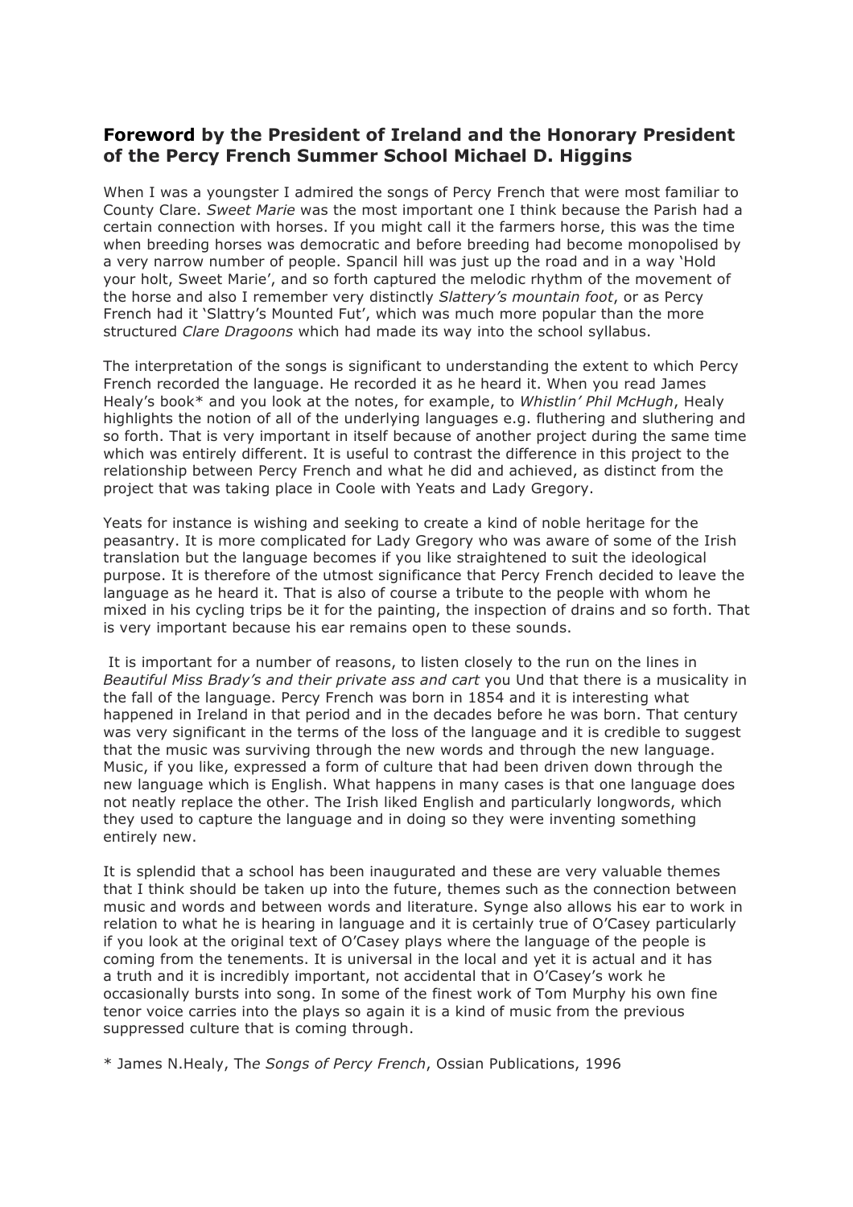## **Foreword** by the President of Ireland and the Honorary President of the Percy French Summer School Michael D. Higgins

When I was a youngster I admired the songs of Percy French that were most familiar to County Clare. *Sweet Marie* was the most important one I think because the Parish had a certain connection with horses. If you might call it the farmers horse, this was the time when breeding horses was democratic and before breeding had become monopolised by a very narrow number of people. Spancil hill was just up the road and in a way 'Hold your holt, Sweet Marie', and so forth captured the melodic rhythm of the movement of the horse and also I remember very distinctly *Slattery's mountain foot*, or as Percy French had it 'Slattry's Mounted Fut', which was much more popular than the more structured *Clare Dragoons* which had made its way into the school syllabus.

The interpretation of the songs is significant to understanding the extent to which Percy French recorded the language. He recorded it as he heard it. When you read James Healy's book* and you look at the notes, for example, to *Whistlin' Phil McHugh*, Healy highlights the notion of all of the underlying languages e.g. fluthering and sluthering and so forth. That is very important in itself because of another project during the same time which was entirely different. It is useful to contrast the difference in this project to the relationship between Percy French and what he did and achieved, as distinct from the project that was taking place in Coole with Yeats and Lady Gregory.

Yeats for instance is wishing and seeking to create a kind of noble heritage for the peasantry. It is more complicated for Lady Gregory who was aware of some of the Irish translation but the language becomes if you like straightened to suit the ideological purpose. It is therefore of the utmost significance that Percy French decided to leave the language as he heard it. That is also of course a tribute to the people with whom he mixed in his cycling trips be it for the painting, the inspection of drains and so forth. That is very important because his ear remains open to these sounds.

It is important for a number of reasons, to listen closely to the run on the lines in *Beautiful Miss Brady's and their private ass and cart* you Und that there is a musicality in the fall of the language. Percy French was born in 1854 and it is interesting what happened in Ireland in that period and in the decades before he was born. That century was very significant in the terms of the loss of the language and it is credible to suggest that the music was surviving through the new words and through the new language. Music, if you like, expressed a form of culture that had been driven down through the new language which is English. What happens in many cases is that one language does not neatly replace the other. The Irish liked English and particularly longwords, which they used to capture the language and in doing so they were inventing something entirely new.

It is splendid that a school has been inaugurated and these are very valuable themes that I think should be taken up into the future, themes such as the connection between music and words and between words and literature. Synge also allows his ear to work in relation to what he is hearing in language and it is certainly true of O'Casey particularly if you look at the original text of O'Casey plays where the language of the people is coming from the tenements. It is universal in the local and yet it is actual and it has a truth and it is incredibly important, not accidental that in O'Casey's work he occasionally bursts into song. In some of the finest work of Tom Murphy his own fine tenor voice carries into the plays so again it is a kind of music from the previous suppressed culture that is coming through.

* James N.Healy, Th*e Songs of Percy French*, Ossian Publications, 1996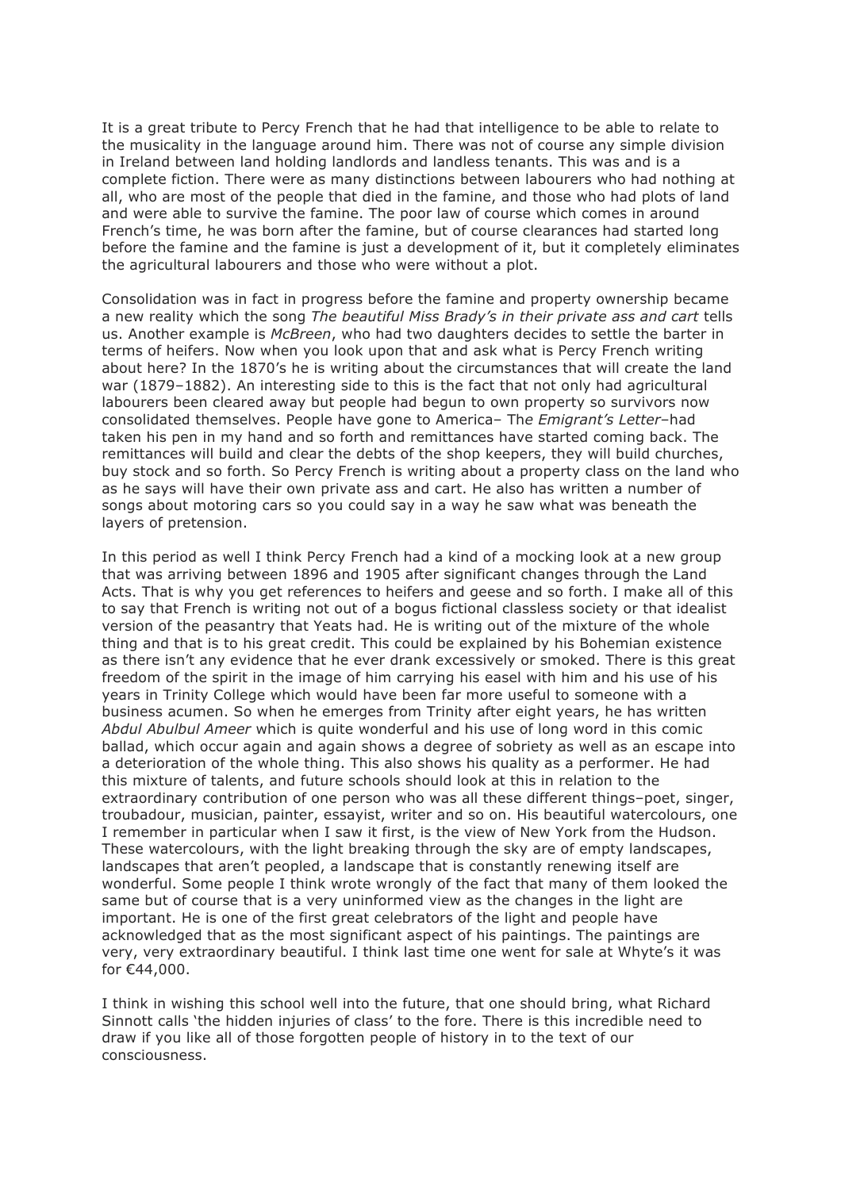It is a great tribute to Percy French that he had that intelligence to be able to relate to the musicality in the language around him. There was not of course any simple division in Ireland between land holding landlords and landless tenants. This was and is a complete fiction. There were as many distinctions between labourers who had nothing at all, who are most of the people that died in the famine, and those who had plots of land and were able to survive the famine. The poor law of course which comes in around French's time, he was born after the famine, but of course clearances had started long before the famine and the famine is just a development of it, but it completely eliminates the agricultural labourers and those who were without a plot.

Consolidation was in fact in progress before the famine and property ownership became a new reality which the song *The beautiful Miss Brady's in their private ass and cart* tells us. Another example is *McBreen*, who had two daughters decides to settle the barter in terms of heifers. Now when you look upon that and ask what is Percy French writing about here? In the 1870's he is writing about the circumstances that will create the land war (1879–1882). An interesting side to this is the fact that not only had agricultural labourers been cleared away but people had begun to own property so survivors now consolidated themselves. People have gone to America– Th*e Emigrant's Letter*–had taken his pen in my hand and so forth and remittances have started coming back. The remittances will build and clear the debts of the shop keepers, they will build churches, buy stock and so forth. So Percy French is writing about a property class on the land who as he says will have their own private ass and cart. He also has written a number of songs about motoring cars so you could say in a way he saw what was beneath the layers of pretension.

In this period as well I think Percy French had a kind of a mocking look at a new group that was arriving between 1896 and 1905 after significant changes through the Land Acts. That is why you get references to heifers and geese and so forth. I make all of this to say that French is writing not out of a bogus fictional classless society or that idealist version of the peasantry that Yeats had. He is writing out of the mixture of the whole thing and that is to his great credit. This could be explained by his Bohemian existence as there isn't any evidence that he ever drank excessively or smoked. There is this great freedom of the spirit in the image of him carrying his easel with him and his use of his years in Trinity College which would have been far more useful to someone with a business acumen. So when he emerges from Trinity after eight years, he has written *Abdul Abulbul Ameer* which is quite wonderful and his use of long word in this comic ballad, which occur again and again shows a degree of sobriety as well as an escape into a deterioration of the whole thing. This also shows his quality as a performer. He had this mixture of talents, and future schools should look at this in relation to the extraordinary contribution of one person who was all these different things–poet, singer, troubadour, musician, painter, essayist, writer and so on. His beautiful watercolours, one I remember in particular when I saw it first, is the view of New York from the Hudson. These watercolours, with the light breaking through the sky are of empty landscapes, landscapes that aren't peopled, a landscape that is constantly renewing itself are wonderful. Some people I think wrote wrongly of the fact that many of them looked the same but of course that is a very uninformed view as the changes in the light are important. He is one of the first great celebrators of the light and people have acknowledged that as the most significant aspect of his paintings. The paintings are very, very extraordinary beautiful. I think last time one went for sale at Whyte's it was for €44,000.

I think in wishing this school well into the future, that one should bring, what Richard Sinnott calls 'the hidden injuries of class' to the fore. There is this incredible need to draw if you like all of those forgotten people of history in to the text of our consciousness.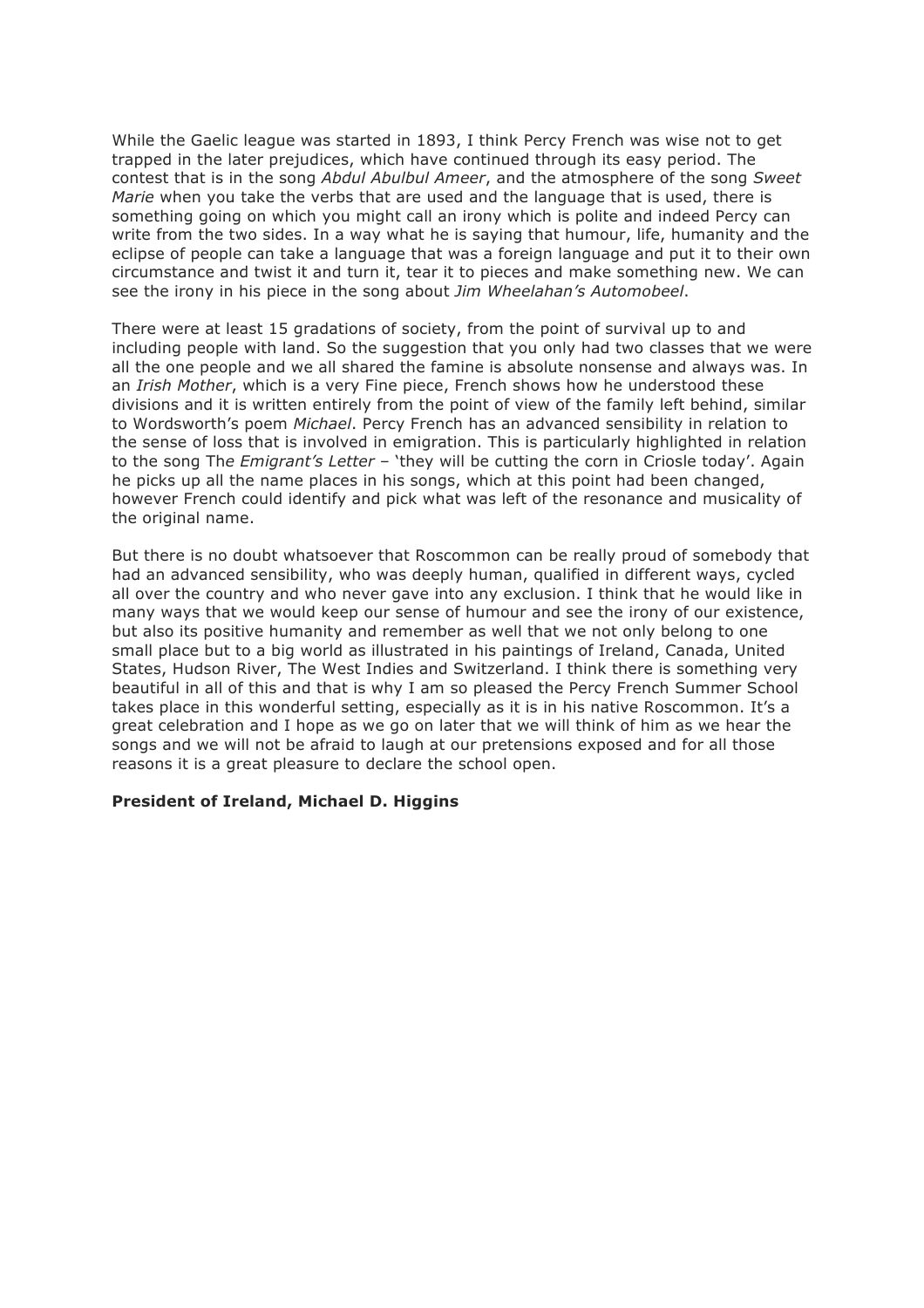While the Gaelic league was started in 1893, I think Percy French was wise not to get trapped in the later prejudices, which have continued through its easy period. The contest that is in the song *Abdul Abulbul Ameer*, and the atmosphere of the song *Sweet Marie* when you take the verbs that are used and the language that is used, there is something going on which you might call an irony which is polite and indeed Percy can write from the two sides. In a way what he is saying that humour, life, humanity and the eclipse of people can take a language that was a foreign language and put it to their own circumstance and twist it and turn it, tear it to pieces and make something new. We can see the irony in his piece in the song about *Jim Wheelahan's Automobeel*.

There were at least 15 gradations of society, from the point of survival up to and including people with land. So the suggestion that you only had two classes that we were all the one people and we all shared the famine is absolute nonsense and always was. In an *Irish Mother*, which is a very Fine piece, French shows how he understood these divisions and it is written entirely from the point of view of the family left behind, similar to Wordsworth's poem *Michael*. Percy French has an advanced sensibility in relation to the sense of loss that is involved in emigration. This is particularly highlighted in relation to the song Th*e Emigrant's Letter* – 'they will be cutting the corn in Criosle today'. Again he picks up all the name places in his songs, which at this point had been changed, however French could identify and pick what was left of the resonance and musicality of the original name.

But there is no doubt whatsoever that Roscommon can be really proud of somebody that had an advanced sensibility, who was deeply human, qualified in different ways, cycled all over the country and who never gave into any exclusion. I think that he would like in many ways that we would keep our sense of humour and see the irony of our existence, but also its positive humanity and remember as well that we not only belong to one small place but to a big world as illustrated in his paintings of Ireland, Canada, United States, Hudson River, The West Indies and Switzerland. I think there is something very beautiful in all of this and that is why I am so pleased the Percy French Summer School takes place in this wonderful setting, especially as it is in his native Roscommon. It's a great celebration and I hope as we go on later that we will think of him as we hear the songs and we will not be afraid to laugh at our pretensions exposed and for all those reasons it is a great pleasure to declare the school open.

**President of Ireland, Michael D. Higgins**